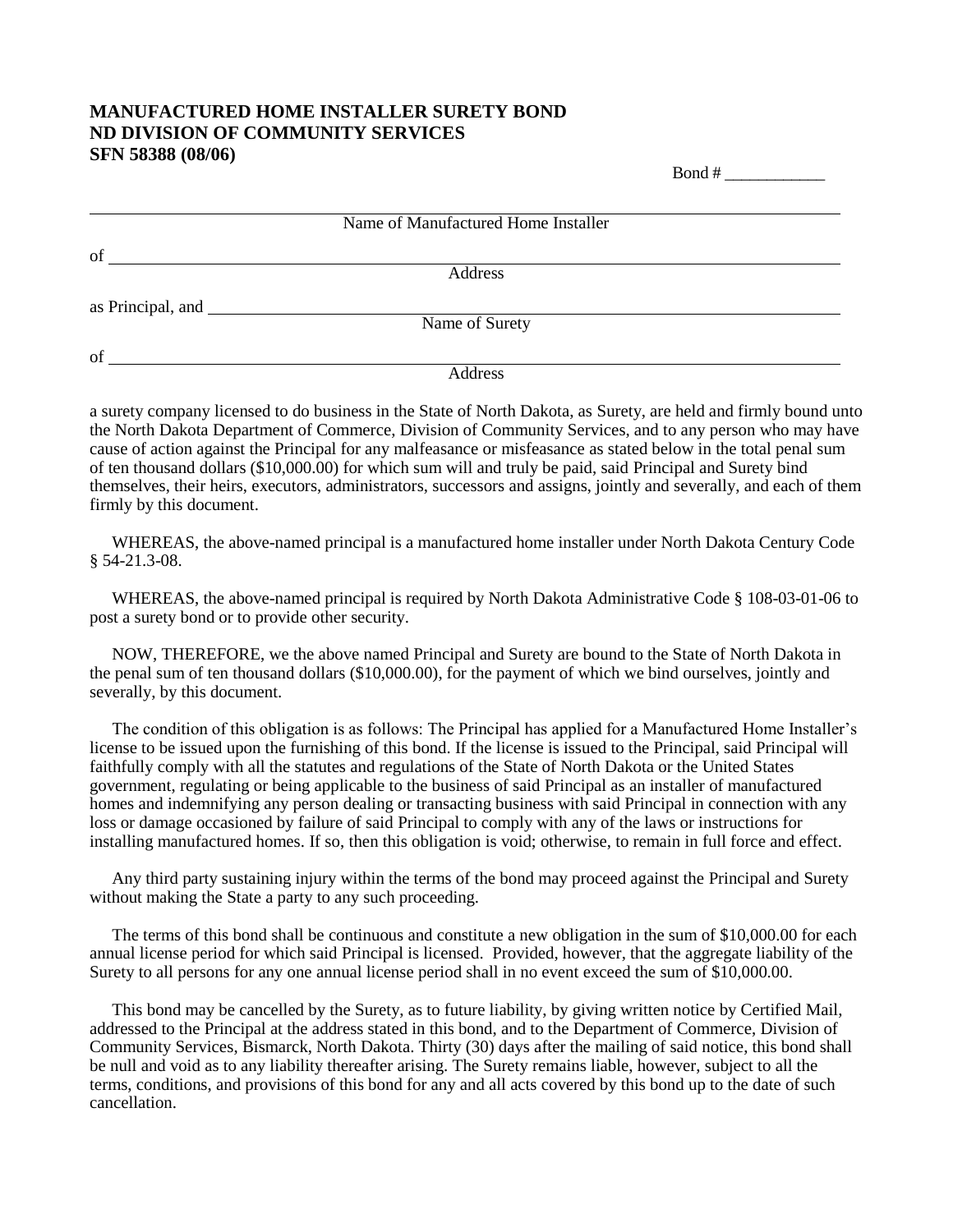# MANUFACTURED HOME INSTALLER SURETY BOND
## ND DIVISION OF COMMUNITY SERVICES
### SFN 58388 (08/06)

Bond # ____________

______________________________________________
Name of Manufactured Home Installer

of ______________________________________________
Address

as Principal, and ______________________________________________
Name of Surety

of ______________________________________________
Address

a surety company licensed to do business in the State of North Dakota, as Surety, are held and firmly bound unto the North Dakota Department of Commerce, Division of Community Services, and to any person who may have cause of action against the Principal for any malfeasance or misfeasance as stated below in the total penal sum of ten thousand dollars ($10,000.00) for which sum will and truly be paid, said Principal and Surety bind themselves, their heirs, executors, administrators, successors and assigns, jointly and severally, and each of them firmly by this document.

WHEREAS, the above-named principal is a manufactured home installer under North Dakota Century Code § 54-21.3-08.

WHEREAS, the above-named principal is required by North Dakota Administrative Code § 108-03-01-06 to post a surety bond or to provide other security.

NOW, THEREFORE, we the above named Principal and Surety are bound to the State of North Dakota in the penal sum of ten thousand dollars ($10,000.00), for the payment of which we bind ourselves, jointly and severally, by this document.

The condition of this obligation is as follows: The Principal has applied for a Manufactured Home Installer's license to be issued upon the furnishing of this bond. If the license is issued to the Principal, said Principal will faithfully comply with all the statutes and regulations of the State of North Dakota or the United States government, regulating or being applicable to the business of said Principal as an installer of manufactured homes and indemnifying any person dealing or transacting business with said Principal in connection with any loss or damage occasioned by failure of said Principal to comply with any of the laws or instructions for installing manufactured homes. If so, then this obligation is void; otherwise, to remain in full force and effect.

Any third party sustaining injury within the terms of the bond may proceed against the Principal and Surety without making the State a party to any such proceeding.

The terms of this bond shall be continuous and constitute a new obligation in the sum of $10,000.00 for each annual license period for which said Principal is licensed. Provided, however, that the aggregate liability of the Surety to all persons for any one annual license period shall in no event exceed the sum of $10,000.00.

This bond may be cancelled by the Surety, as to future liability, by giving written notice by Certified Mail, addressed to the Principal at the address stated in this bond, and to the Department of Commerce, Division of Community Services, Bismarck, North Dakota. Thirty (30) days after the mailing of said notice, this bond shall be null and void as to any liability thereafter arising. The Surety remains liable, however, subject to all the terms, conditions, and provisions of this bond for any and all acts covered by this bond up to the date of such cancellation.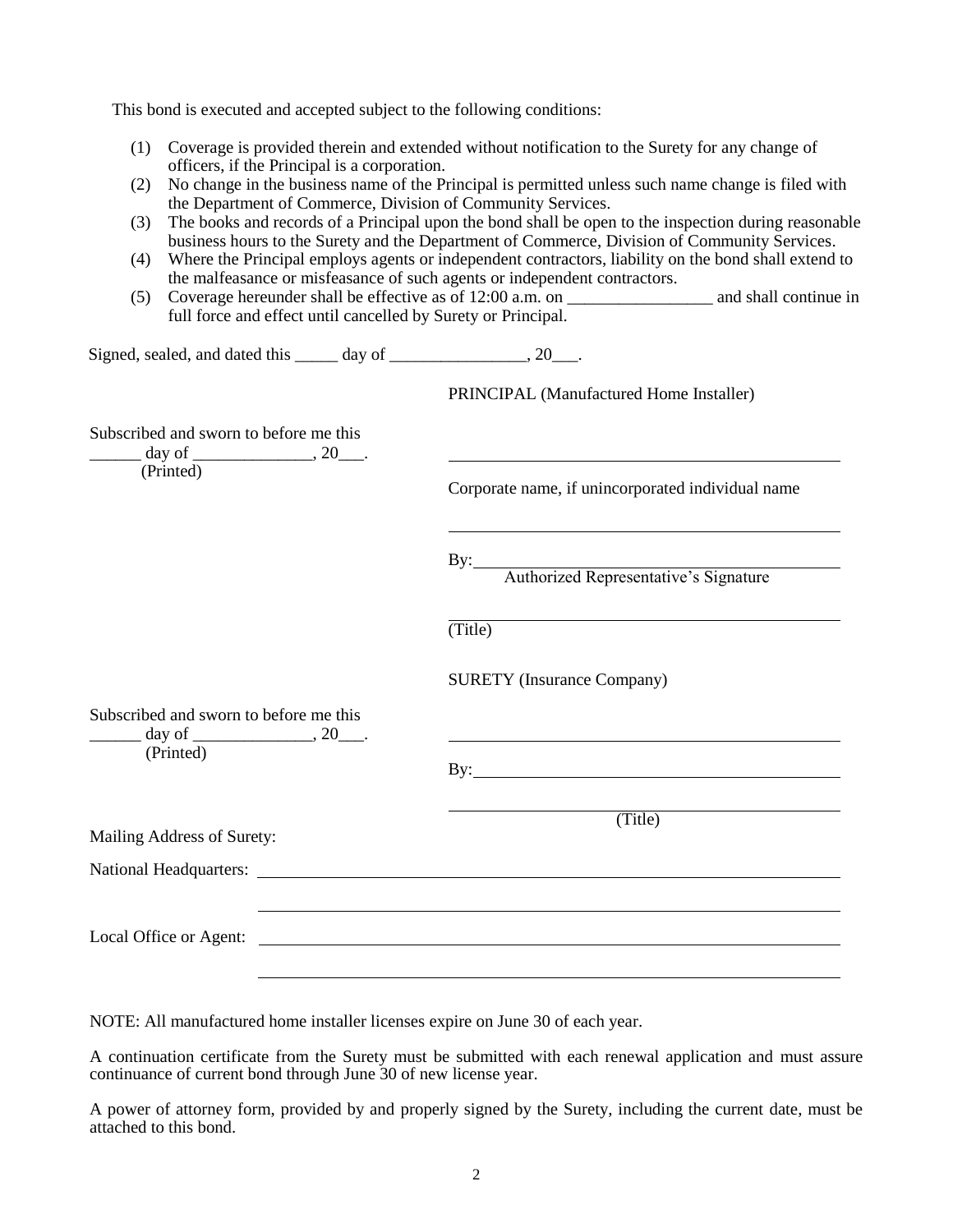This bond is executed and accepted subject to the following conditions:

(1) Coverage is provided therein and extended without notification to the Surety for any change of officers, if the Principal is a corporation.
(2) No change in the business name of the Principal is permitted unless such name change is filed with the Department of Commerce, Division of Community Services.
(3) The books and records of a Principal upon the bond shall be open to the inspection during reasonable business hours to the Surety and the Department of Commerce, Division of Community Services.
(4) Where the Principal employs agents or independent contractors, liability on the bond shall extend to the malfeasance or misfeasance of such agents or independent contractors.
(5) Coverage hereunder shall be effective as of 12:00 a.m. on _________________ and shall continue in full force and effect until cancelled by Surety or Principal.

Signed, sealed, and dated this _____ day of ________________, 20___.

PRINCIPAL (Manufactured Home Installer)

Subscribed and sworn to before me this
______ day of ______________, 20___.
(Printed)

_______________________________________________
Corporate name, if unincorporated individual name

_______________________________________________

By: _______________________________________________
Authorized Representative's Signature

_______________________________________________
(Title)

SURETY (Insurance Company)

Subscribed and sworn to before me this
______ day of ______________, 20___.
(Printed)

_______________________________________________

By: _______________________________________________

_______________________________________________
(Title)

Mailing Address of Surety:

National Headquarters: _______________________________________________

_______________________________________________

Local Office or Agent: _______________________________________________

_______________________________________________

NOTE: All manufactured home installer licenses expire on June 30 of each year.

A continuation certificate from the Surety must be submitted with each renewal application and must assure continuance of current bond through June 30 of new license year.

A power of attorney form, provided by and properly signed by the Surety, including the current date, must be attached to this bond.